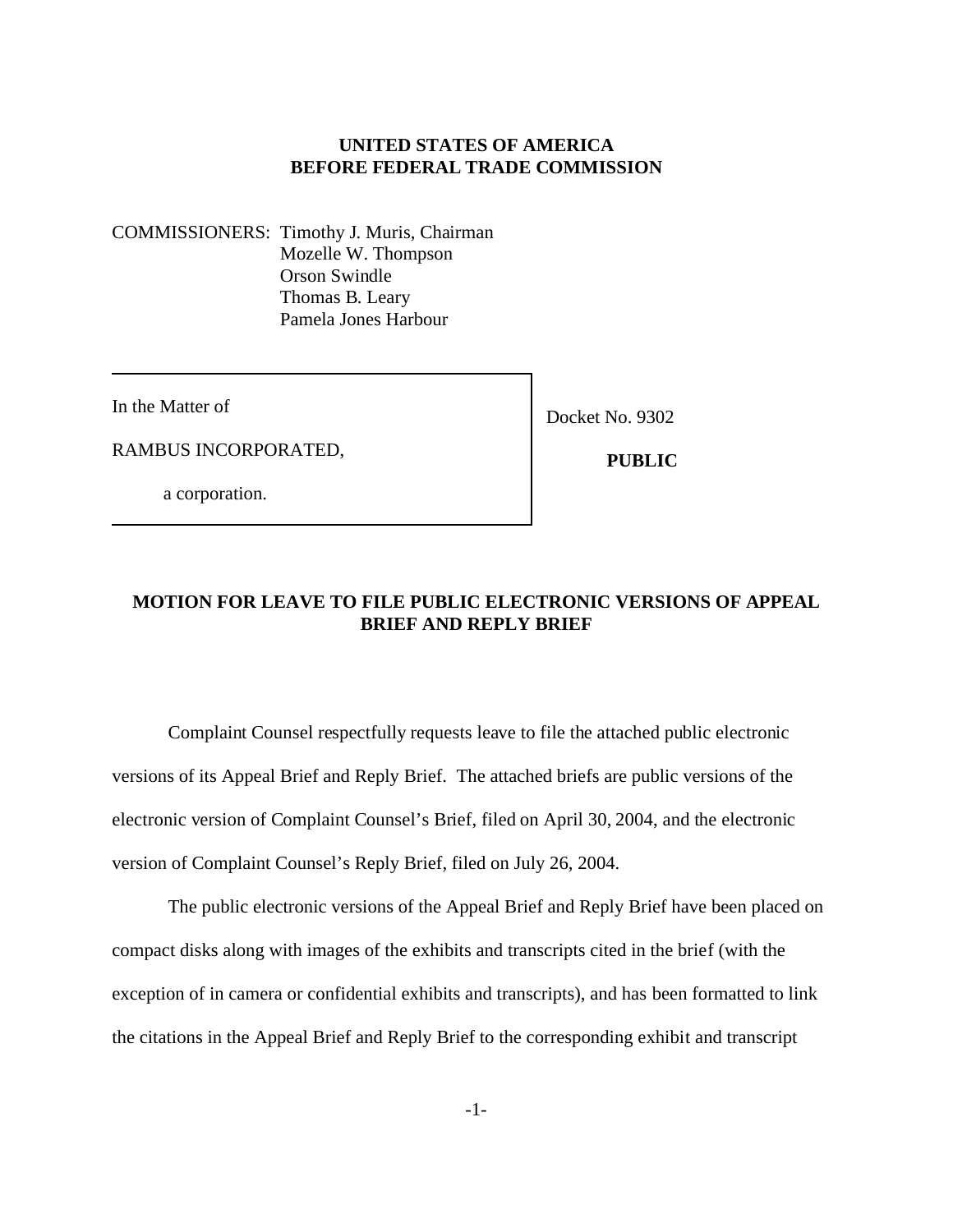**UNITED STATES OF AMERICA**
**BEFORE FEDERAL TRADE COMMISSION**

COMMISSIONERS: Timothy J. Muris, Chairman
Mozelle W. Thompson
Orson Swindle
Thomas B. Leary
Pamela Jones Harbour

| In the Matter of<br><br>RAMBUS INCORPORATED,<br><br>a corporation. | Docket No. 9302<br><br>**PUBLIC** |
|---|---|

**MOTION FOR LEAVE TO FILE PUBLIC ELECTRONIC VERSIONS OF APPEAL BRIEF AND REPLY BRIEF**

Complaint Counsel respectfully requests leave to file the attached public electronic versions of its Appeal Brief and Reply Brief. The attached briefs are public versions of the electronic version of Complaint Counsel's Brief, filed on April 30, 2004, and the electronic version of Complaint Counsel's Reply Brief, filed on July 26, 2004.

The public electronic versions of the Appeal Brief and Reply Brief have been placed on compact disks along with images of the exhibits and transcripts cited in the brief (with the exception of in camera or confidential exhibits and transcripts), and has been formatted to link the citations in the Appeal Brief and Reply Brief to the corresponding exhibit and transcript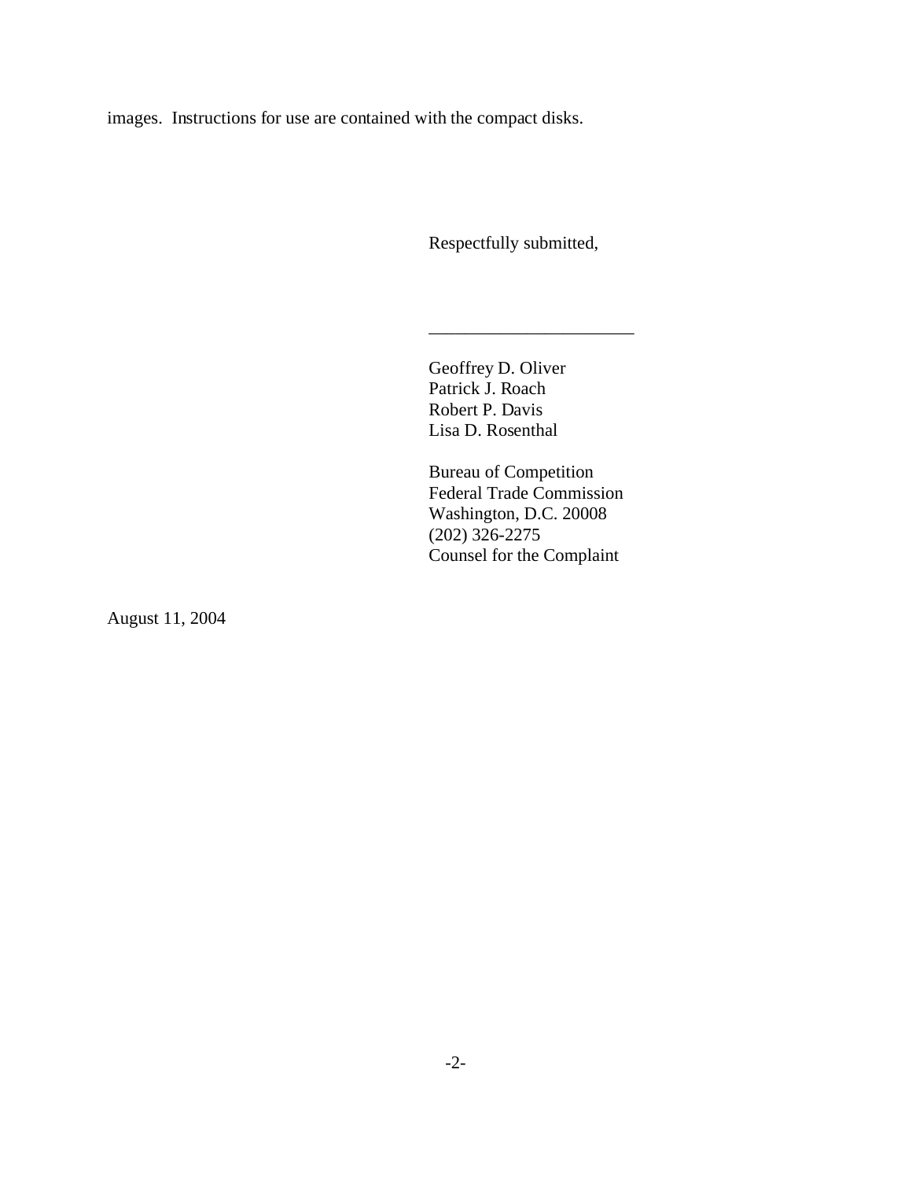images. Instructions for use are contained with the compact disks.

Respectfully submitted,

\_\_\_\_\_\_\_\_\_\_\_\_\_\_\_\_\_\_\_\_\_\_\_\_

Geoffrey D. Oliver
Patrick J. Roach
Robert P. Davis
Lisa D. Rosenthal

Bureau of Competition
Federal Trade Commission
Washington, D.C. 20008
(202) 326-2275
Counsel for the Complaint

August 11, 2004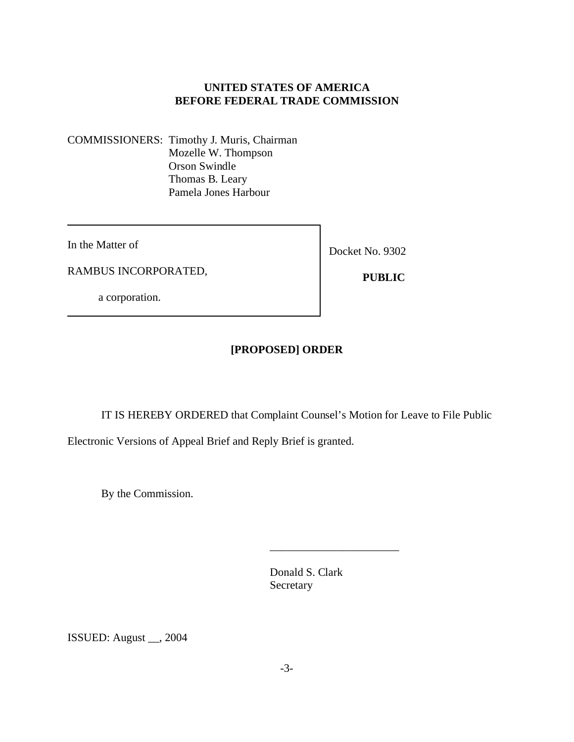**UNITED STATES OF AMERICA**
**BEFORE FEDERAL TRADE COMMISSION**

COMMISSIONERS: Timothy J. Muris, Chairman
Mozelle W. Thompson
Orson Swindle
Thomas B. Leary
Pamela Jones Harbour

In the Matter of

RAMBUS INCORPORATED,

a corporation.

Docket No. 9302

**PUBLIC**

**[PROPOSED] ORDER**

IT IS HEREBY ORDERED that Complaint Counsel's Motion for Leave to File Public Electronic Versions of Appeal Brief and Reply Brief is granted.

By the Commission.

_______________________

Donald S. Clark
Secretary

ISSUED: August __, 2004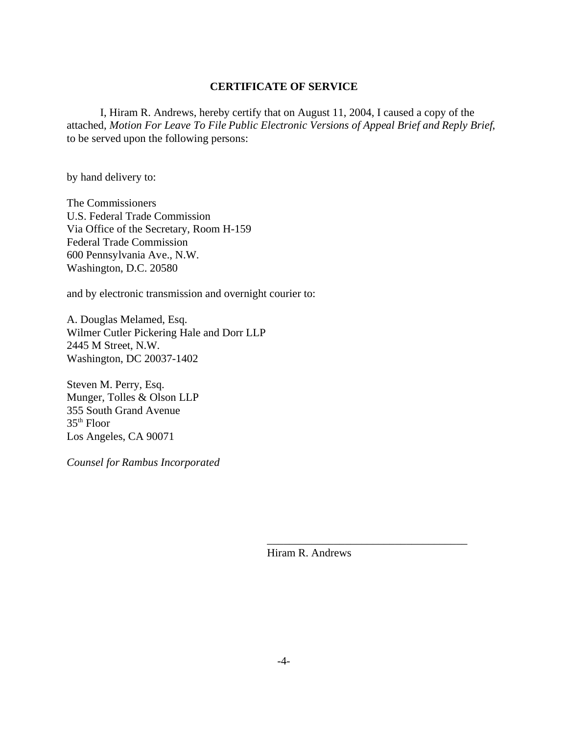## CERTIFICATE OF SERVICE

I, Hiram R. Andrews, hereby certify that on August 11, 2004, I caused a copy of the attached, *Motion For Leave To File Public Electronic Versions of Appeal Brief and Reply Brief*, to be served upon the following persons:

by hand delivery to:

The Commissioners
U.S. Federal Trade Commission
Via Office of the Secretary, Room H-159
Federal Trade Commission
600 Pennsylvania Ave., N.W.
Washington, D.C. 20580

and by electronic transmission and overnight courier to:

A. Douglas Melamed, Esq.
Wilmer Cutler Pickering Hale and Dorr LLP
2445 M Street, N.W.
Washington, DC 20037-1402

Steven M. Perry, Esq.
Munger, Tolles & Olson LLP
355 South Grand Avenue
35th Floor
Los Angeles, CA 90071

*Counsel for Rambus Incorporated*

\_\_\_\_\_\_\_\_\_\_\_\_\_\_\_\_\_\_\_\_\_\_\_\_\_\_\_\_\_\_\_\_\_\_\_\_\_
Hiram R. Andrews